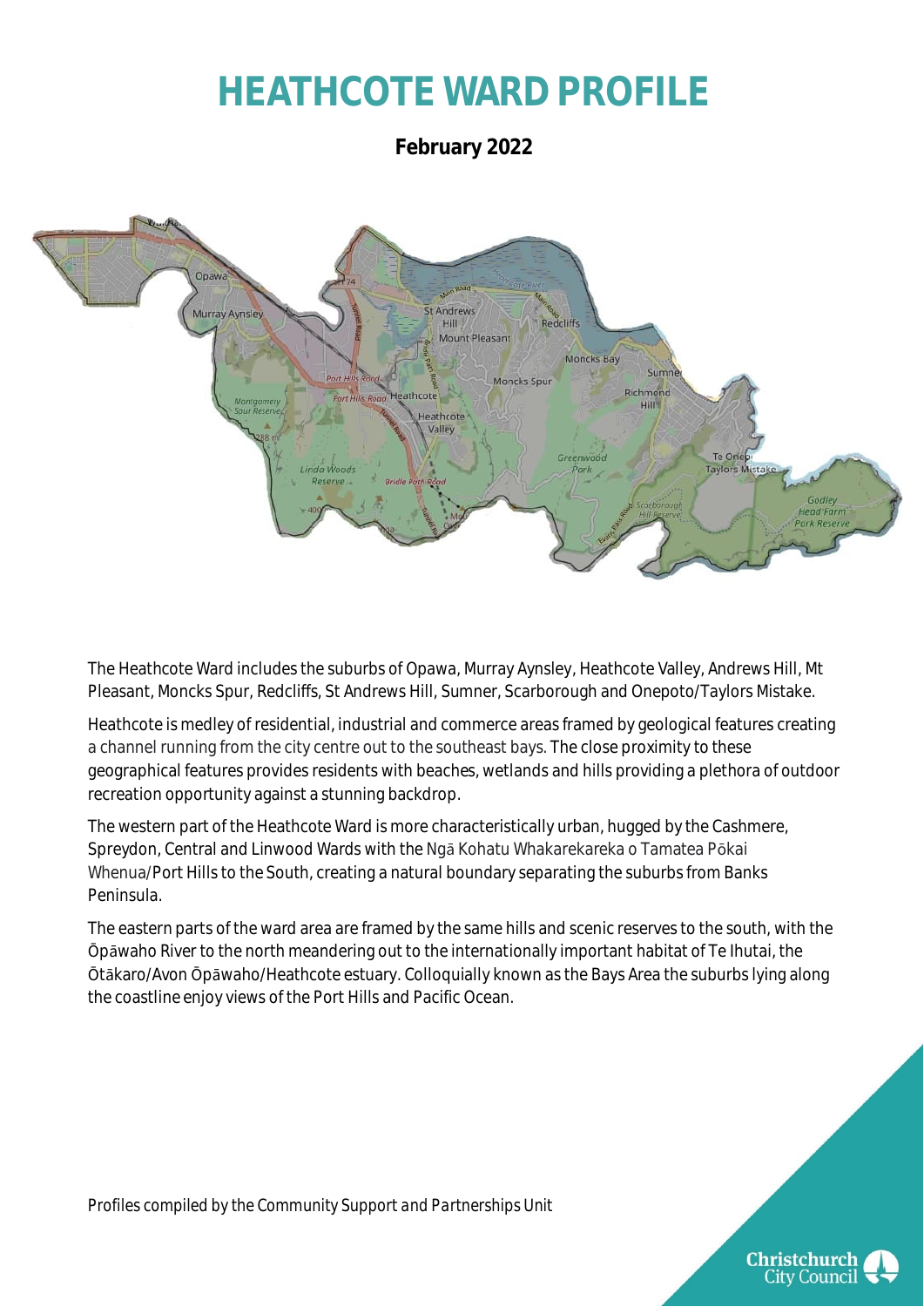# HEATHCOTE WARD PROFILE

**February 2022**

The Heathcote Ward includes the suburbs of Opawa, Murray Aynsley, Heathcote Valley, Andrews Hill, Mt Pleasant, Moncks Spur, Redcliffs, St Andrews Hill, Sumner, Scarborough and Onepoto/Taylors Mistake.

Heathcote is medley of residential, industrial and commerce areas framed by geological features creating a channel running from the city centre out to the southeast bays. The close proximity to these geographical features provides residents with beaches, wetlands and hills providing a plethora of outdoor recreation opportunity against a stunning backdrop.

The western part of the Heathcote Ward is more characteristically urban, hugged by the Cashmere, Spreydon, Central and Linwood Wards with the Ngā Kohatu Whakarekareka o Tamatea Pōkai Whenua/Port Hills to the South, creating a natural boundary separating the suburbs from Banks Peninsula.

The eastern parts of the ward area are framed by the same hills and scenic reserves to the south, with the Ōpāwaho River to the north meandering out to the internationally important habitat of Te Ihutai, the Ōtākaro/Avon Ōpāwaho/Heathcote estuary. Colloquially known as the Bays Area the suburbs lying along the coastline enjoy views of the Port Hills and Pacific Ocean.

*Profiles compiled by the Community Support and Partnerships Unit*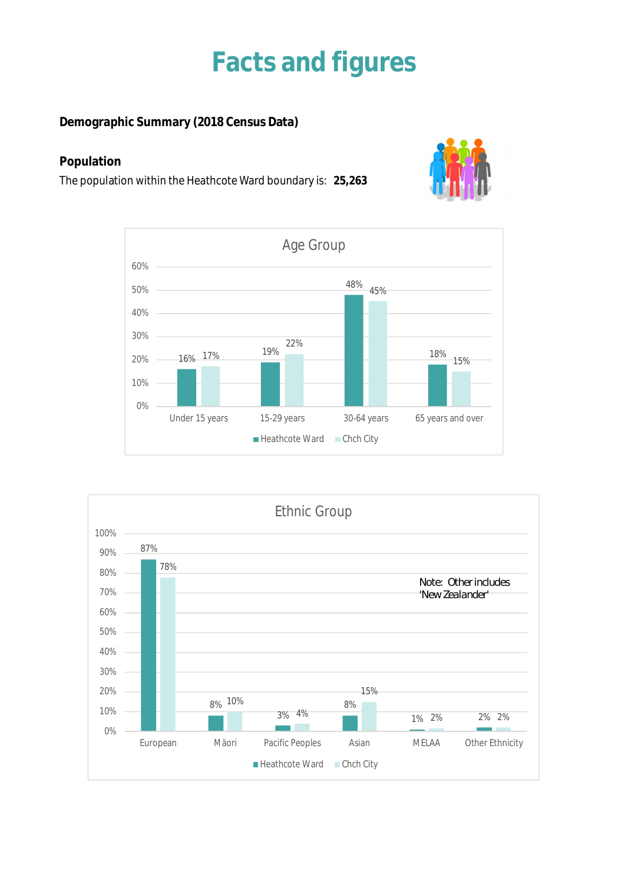# Facts and figures

**Demographic Summary (2018 Census Data)**

**Population**

The population within the Heathcote Ward boundary is: **25,263**

**Age Group**

| Age Group | Heathcote Ward | Chch City |
| --- | --- | --- |
| Under 15 years | 16% | 17% |
| 15-29 years | 19% | 22% |
| 30-64 years | 48% | 45% |
| 65 years and over | 18% | 15% |

**Ethnic Group**

| Ethnic Group | Heathcote Ward | Chch City |
| --- | --- | --- |
| European | 87% | 78% |
| Māori | 8% | 10% |
| Pacific Peoples | 3% | 4% |
| Asian | 8% | 15% |
| MELAA | 1% | 2% |
| Other Ethnicity | 2% | 2% |

Note: Other includes 'New Zealander'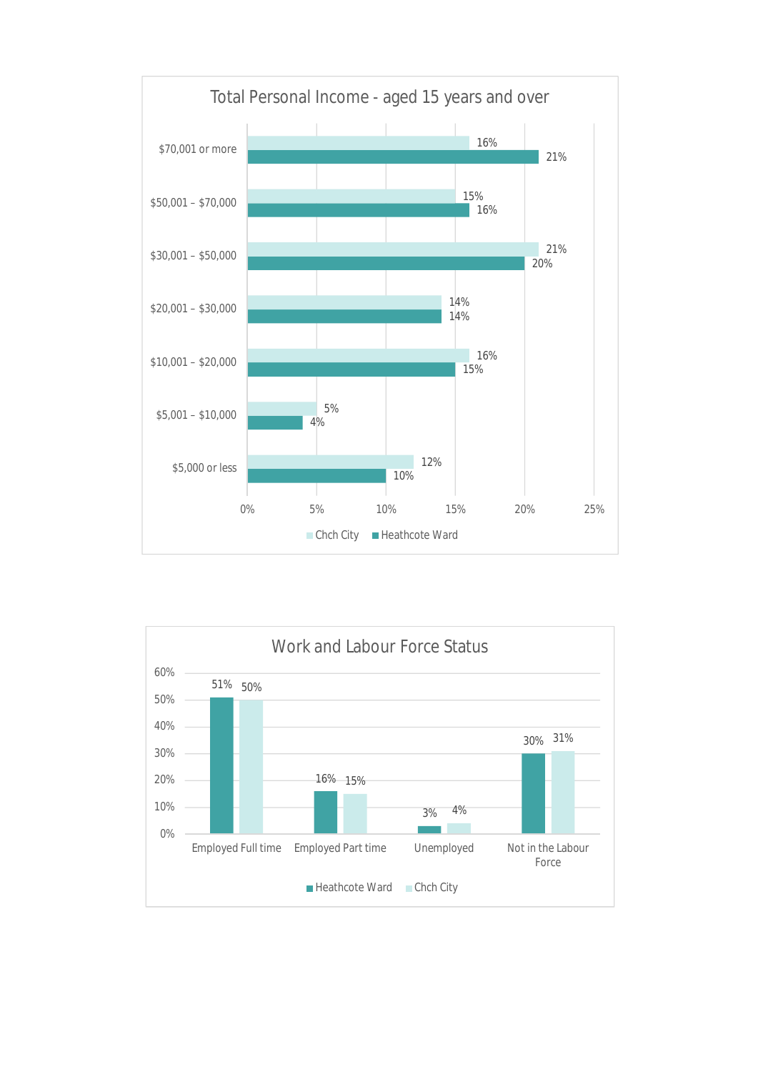## Total Personal Income - aged 15 years and over

| Income | Chch City | Heathcote Ward |
|---|---|---|
| $70,001 or more | 16% | 21% |
| $50,001 – $70,000 | 15% | 16% |
| $30,001 – $50,000 | 21% | 20% |
| $20,001 – $30,000 | 14% | 14% |
| $10,001 – $20,000 | 16% | 15% |
| $5,001 – $10,000 | 5% | 4% |
| $5,000 or less | 12% | 10% |

## Work and Labour Force Status

| Status | Heathcote Ward | Chch City |
|---|---|---|
| Employed Full time | 51% | 50% |
| Employed Part time | 16% | 15% |
| Unemployed | 3% | 4% |
| Not in the Labour Force | 30% | 31% |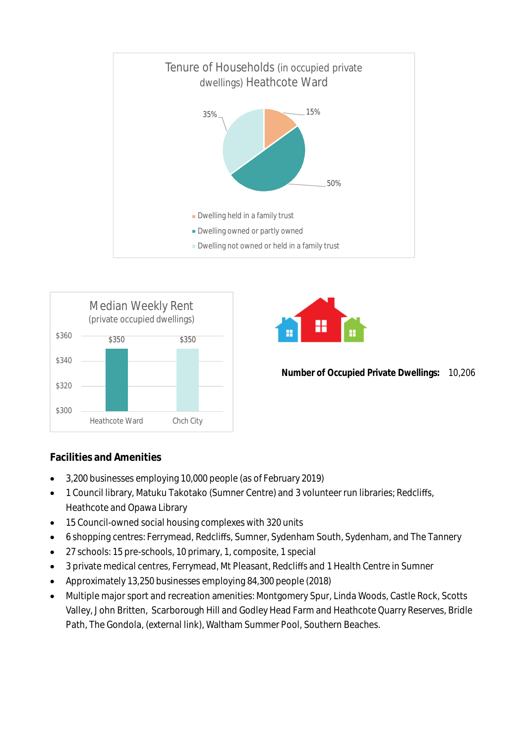Tenure of Households (in occupied private dwellings) Heathcote Ward

- Dwelling held in a family trust: 15%
- Dwelling owned or partly owned: 50%
- Dwelling not owned or held in a family trust: 35%

Median Weekly Rent (private occupied dwellings)

| | Median Weekly Rent |
|---|---|
| Heathcote Ward | $350 |
| Chch City | $350 |

**Number of Occupied Private Dwellings:** 10,206

## Facilities and Amenities

- 3,200 businesses employing 10,000 people (as of February 2019)
- 1 Council library, Matuku Takotako (Sumner Centre) and 3 volunteer run libraries; Redcliffs, Heathcote and Opawa Library
- 15 Council-owned social housing complexes with 320 units
- 6 shopping centres: Ferrymead, Redcliffs, Sumner, Sydenham South, Sydenham, and The Tannery
- 27 schools: 15 pre-schools, 10 primary, 1, composite, 1 special
- 3 private medical centres, Ferrymead, Mt Pleasant, Redcliffs and 1 Health Centre in Sumner
- Approximately 13,250 businesses employing 84,300 people (2018)
- Multiple major sport and recreation amenities: Montgomery Spur, Linda Woods, Castle Rock, Scotts Valley, John Britten, Scarborough Hill and Godley Head Farm and Heathcote Quarry Reserves, Bridle Path, The Gondola, (external link), Waltham Summer Pool, Southern Beaches.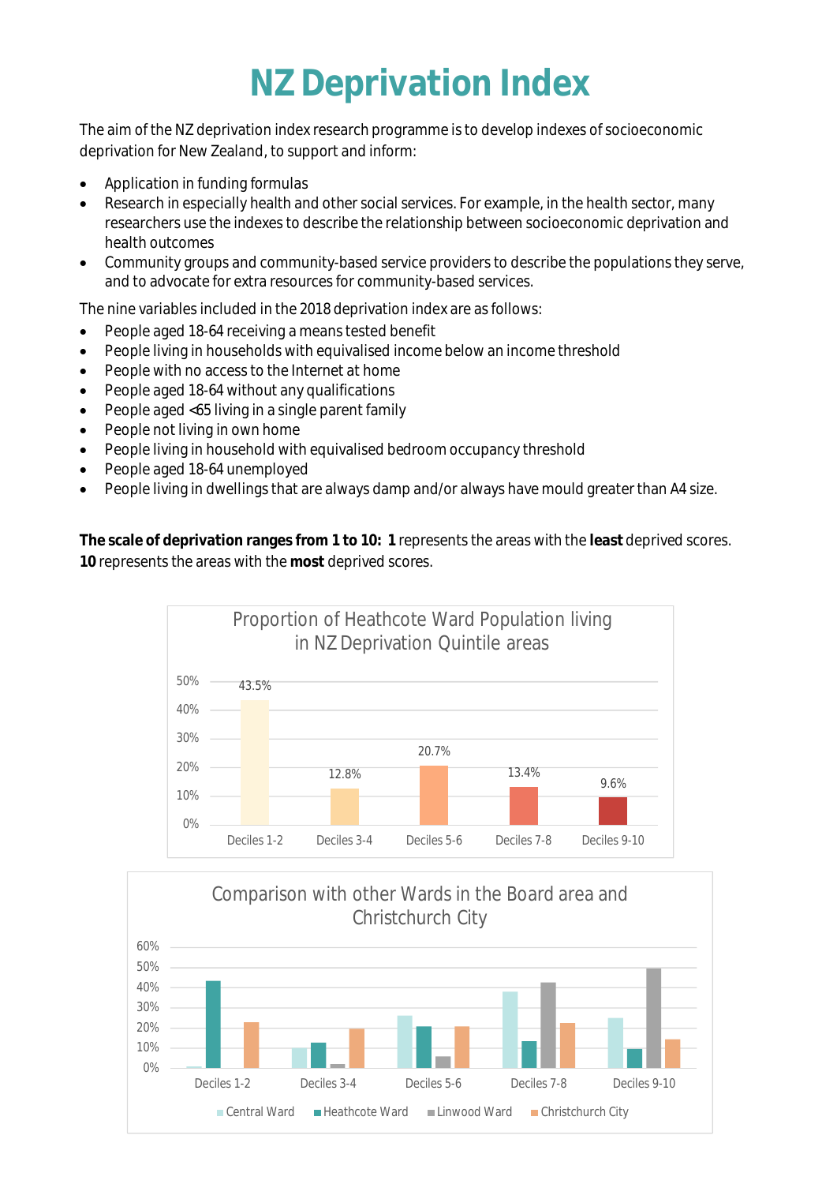# NZ Deprivation Index

The aim of the NZ deprivation index research programme is to develop indexes of socioeconomic deprivation for New Zealand, to support and inform:

- Application in funding formulas
- Research in especially health and other social services. For example, in the health sector, many researchers use the indexes to describe the relationship between socioeconomic deprivation and health outcomes
- Community groups and community-based service providers to describe the populations they serve, and to advocate for extra resources for community-based services.

The nine variables included in the 2018 deprivation index are as follows:

- People aged 18-64 receiving a means tested benefit
- People living in households with equivalised income below an income threshold
- People with no access to the Internet at home
- People aged 18-64 without any qualifications
- People aged <65 living in a single parent family
- People not living in own home
- People living in household with equivalised bedroom occupancy threshold
- People aged 18-64 unemployed
- People living in dwellings that are always damp and/or always have mould greater than A4 size.

**The scale of deprivation ranges from 1 to 10: 1** represents the areas with the **least** deprived scores. **10** represents the areas with the **most** deprived scores.

**Proportion of Heathcote Ward Population living in NZ Deprivation Quintile areas**

| Deciles | Proportion |
|---|---|
| Deciles 1-2 | 43.5% |
| Deciles 3-4 | 12.8% |
| Deciles 5-6 | 20.7% |
| Deciles 7-8 | 13.4% |
| Deciles 9-10 | 9.6% |

**Comparison with other Wards in the Board area and Christchurch City**

Legend: Central Ward, Heathcote Ward, Linwood Ward, Christchurch City

Categories: Deciles 1-2, Deciles 3-4, Deciles 5-6, Deciles 7-8, Deciles 9-10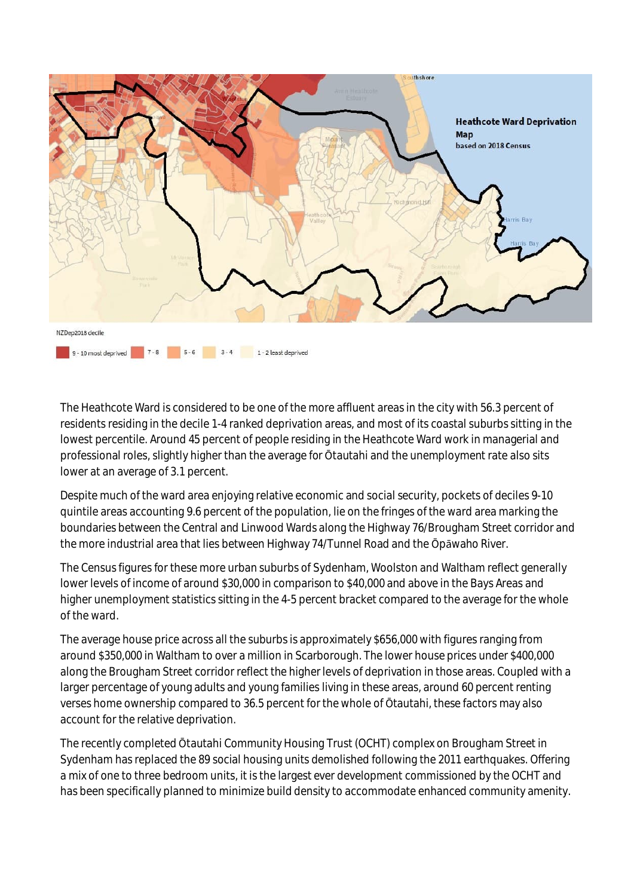The Heathcote Ward is considered to be one of the more affluent areas in the city with 56.3 percent of residents residing in the decile 1-4 ranked deprivation areas, and most of its coastal suburbs sitting in the lowest percentile. Around 45 percent of people residing in the Heathcote Ward work in managerial and professional roles, slightly higher than the average for Ōtautahi and the unemployment rate also sits lower at an average of 3.1 percent.

Despite much of the ward area enjoying relative economic and social security, pockets of deciles 9-10 quintile areas accounting 9.6 percent of the population, lie on the fringes of the ward area marking the boundaries between the Central and Linwood Wards along the Highway 76/Brougham Street corridor and the more industrial area that lies between Highway 74/Tunnel Road and the Ōpāwaho River.

The Census figures for these more urban suburbs of Sydenham, Woolston and Waltham reflect generally lower levels of income of around $30,000 in comparison to $40,000 and above in the Bays Areas and higher unemployment statistics sitting in the 4-5 percent bracket compared to the average for the whole of the ward.

The average house price across all the suburbs is approximately $656,000 with figures ranging from around $350,000 in Waltham to over a million in Scarborough. The lower house prices under $400,000 along the Brougham Street corridor reflect the higher levels of deprivation in those areas. Coupled with a larger percentage of young adults and young families living in these areas, around 60 percent renting verses home ownership compared to 36.5 percent for the whole of Ōtautahi, these factors may also account for the relative deprivation.

The recently completed Ōtautahi Community Housing Trust (OCHT) complex on Brougham Street in Sydenham has replaced the 89 social housing units demolished following the 2011 earthquakes. Offering a mix of one to three bedroom units, it is the largest ever development commissioned by the OCHT and has been specifically planned to minimize build density to accommodate enhanced community amenity.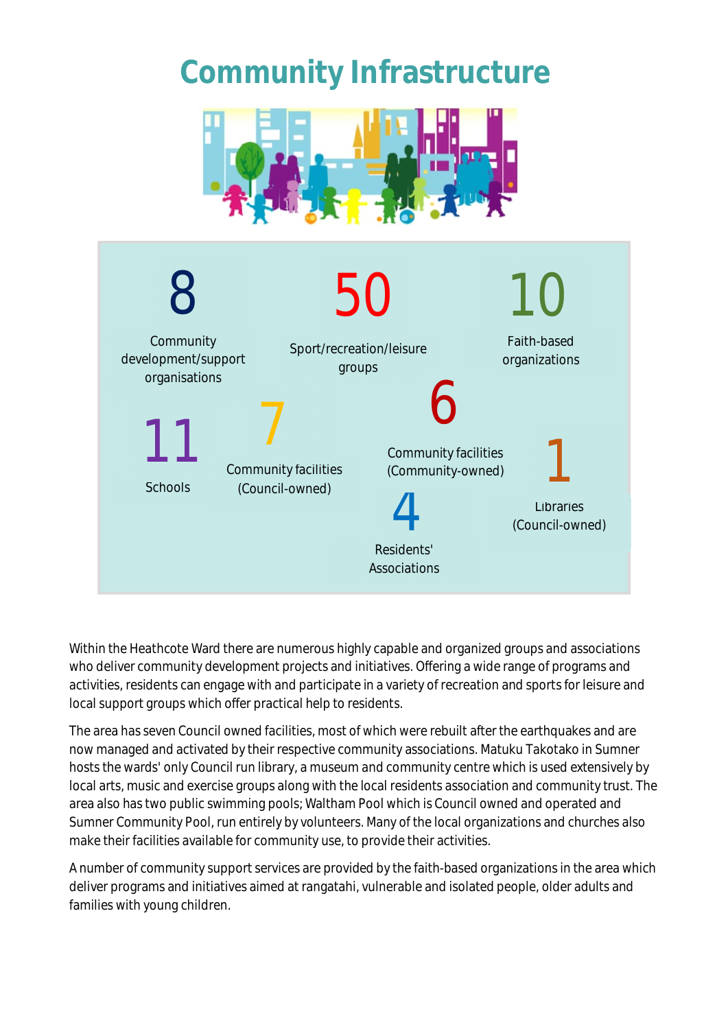# Community Infrastructure

**8** Community development/support organisations

**50** Sport/recreation/leisure groups

**10** Faith-based organizations

**11** Schools

**7** Community facilities (Council-owned)

**6** Community facilities (Community-owned)

**4** Residents' Associations

**1** Libraries (Council-owned)

Within the Heathcote Ward there are numerous highly capable and organized groups and associations who deliver community development projects and initiatives. Offering a wide range of programs and activities, residents can engage with and participate in a variety of recreation and sports for leisure and local support groups which offer practical help to residents.

The area has seven Council owned facilities, most of which were rebuilt after the earthquakes and are now managed and activated by their respective community associations. Matuku Takotako in Sumner hosts the wards' only Council run library, a museum and community centre which is used extensively by local arts, music and exercise groups along with the local residents association and community trust. The area also has two public swimming pools; Waltham Pool which is Council owned and operated and Sumner Community Pool, run entirely by volunteers. Many of the local organizations and churches also make their facilities available for community use, to provide their activities.

A number of community support services are provided by the faith-based organizations in the area which deliver programs and initiatives aimed at rangatahi, vulnerable and isolated people, older adults and families with young children.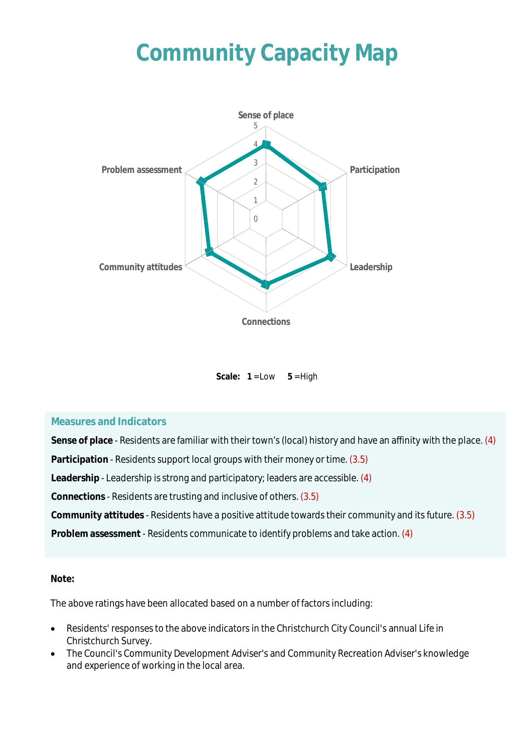# Community Capacity Map

Sense of place

Participation

Leadership

Connections

Community attitudes

Problem assessment

**Scale:** **1** =Low **5** =High

### Measures and Indicators

**Sense of place** - Residents are familiar with their town's (local) history and have an affinity with the place. (4)

**Participation** - Residents support local groups with their money or time. (3.5)

**Leadership** - Leadership is strong and participatory; leaders are accessible. (4)

**Connections** - Residents are trusting and inclusive of others. (3.5)

**Community attitudes** - Residents have a positive attitude towards their community and its future. (3.5)

**Problem assessment** - Residents communicate to identify problems and take action. (4)

**Note:**

The above ratings have been allocated based on a number of factors including:

- Residents' responses to the above indicators in the Christchurch City Council's annual Life in Christchurch Survey.
- The Council's Community Development Adviser's and Community Recreation Adviser's knowledge and experience of working in the local area.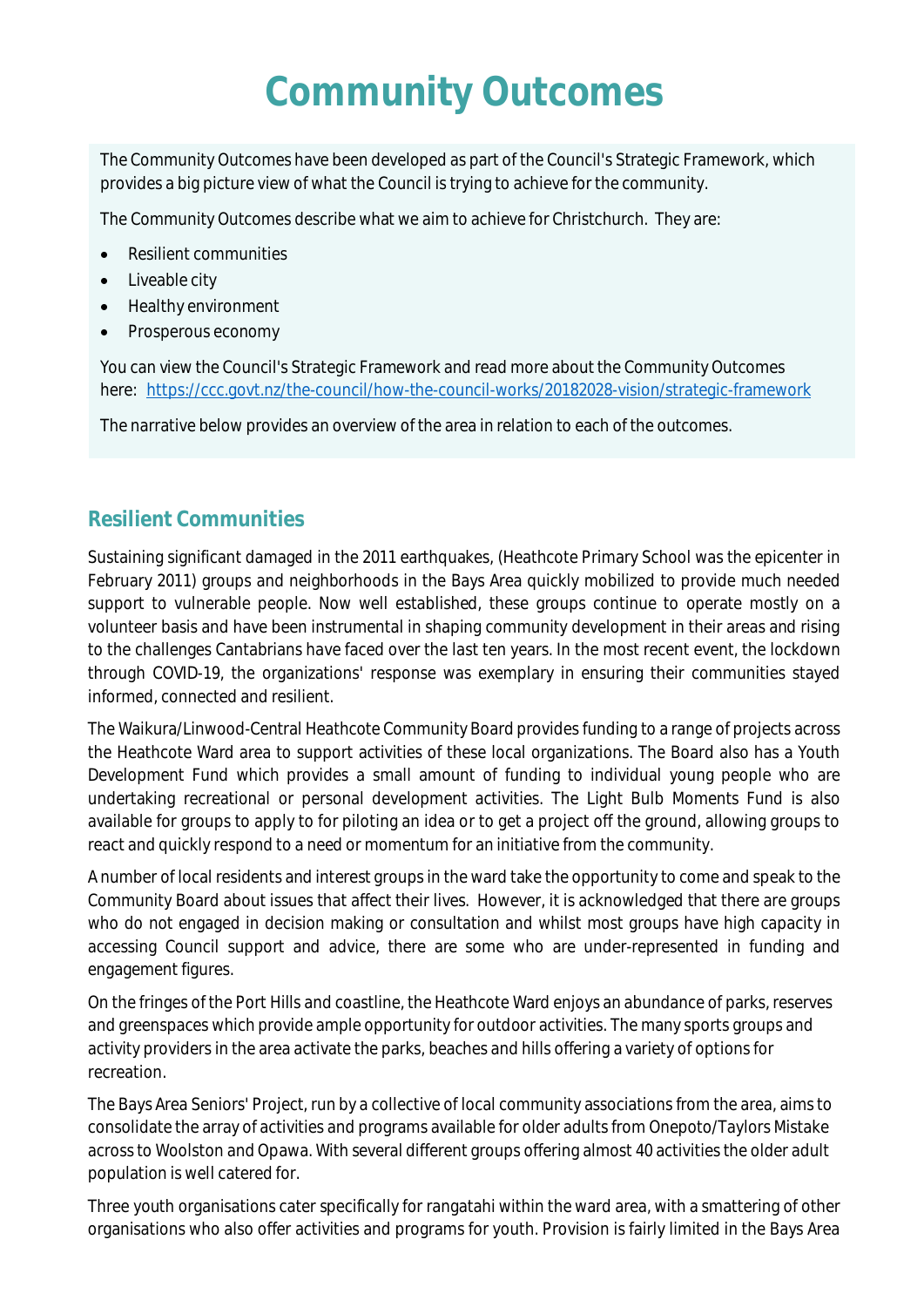# Community Outcomes

The Community Outcomes have been developed as part of the Council's Strategic Framework, which provides a big picture view of what the Council is trying to achieve for the community.

The Community Outcomes describe what we aim to achieve for Christchurch. They are:

- Resilient communities
- Liveable city
- Healthy environment
- Prosperous economy

You can view the Council's Strategic Framework and read more about the Community Outcomes here: https://ccc.govt.nz/the-council/how-the-council-works/20182028-vision/strategic-framework

The narrative below provides an overview of the area in relation to each of the outcomes.

## Resilient Communities

Sustaining significant damaged in the 2011 earthquakes, (Heathcote Primary School was the epicenter in February 2011) groups and neighborhoods in the Bays Area quickly mobilized to provide much needed support to vulnerable people. Now well established, these groups continue to operate mostly on a volunteer basis and have been instrumental in shaping community development in their areas and rising to the challenges Cantabrians have faced over the last ten years. In the most recent event, the lockdown through COVID-19, the organizations' response was exemplary in ensuring their communities stayed informed, connected and resilient.

The Waikura/Linwood-Central Heathcote Community Board provides funding to a range of projects across the Heathcote Ward area to support activities of these local organizations. The Board also has a Youth Development Fund which provides a small amount of funding to individual young people who are undertaking recreational or personal development activities. The Light Bulb Moments Fund is also available for groups to apply to for piloting an idea or to get a project off the ground, allowing groups to react and quickly respond to a need or momentum for an initiative from the community.

A number of local residents and interest groups in the ward take the opportunity to come and speak to the Community Board about issues that affect their lives. However, it is acknowledged that there are groups who do not engaged in decision making or consultation and whilst most groups have high capacity in accessing Council support and advice, there are some who are under-represented in funding and engagement figures.

On the fringes of the Port Hills and coastline, the Heathcote Ward enjoys an abundance of parks, reserves and greenspaces which provide ample opportunity for outdoor activities. The many sports groups and activity providers in the area activate the parks, beaches and hills offering a variety of options for recreation.

The Bays Area Seniors' Project, run by a collective of local community associations from the area, aims to consolidate the array of activities and programs available for older adults from Onepoto/Taylors Mistake across to Woolston and Opawa. With several different groups offering almost 40 activities the older adult population is well catered for.

Three youth organisations cater specifically for rangatahi within the ward area, with a smattering of other organisations who also offer activities and programs for youth. Provision is fairly limited in the Bays Area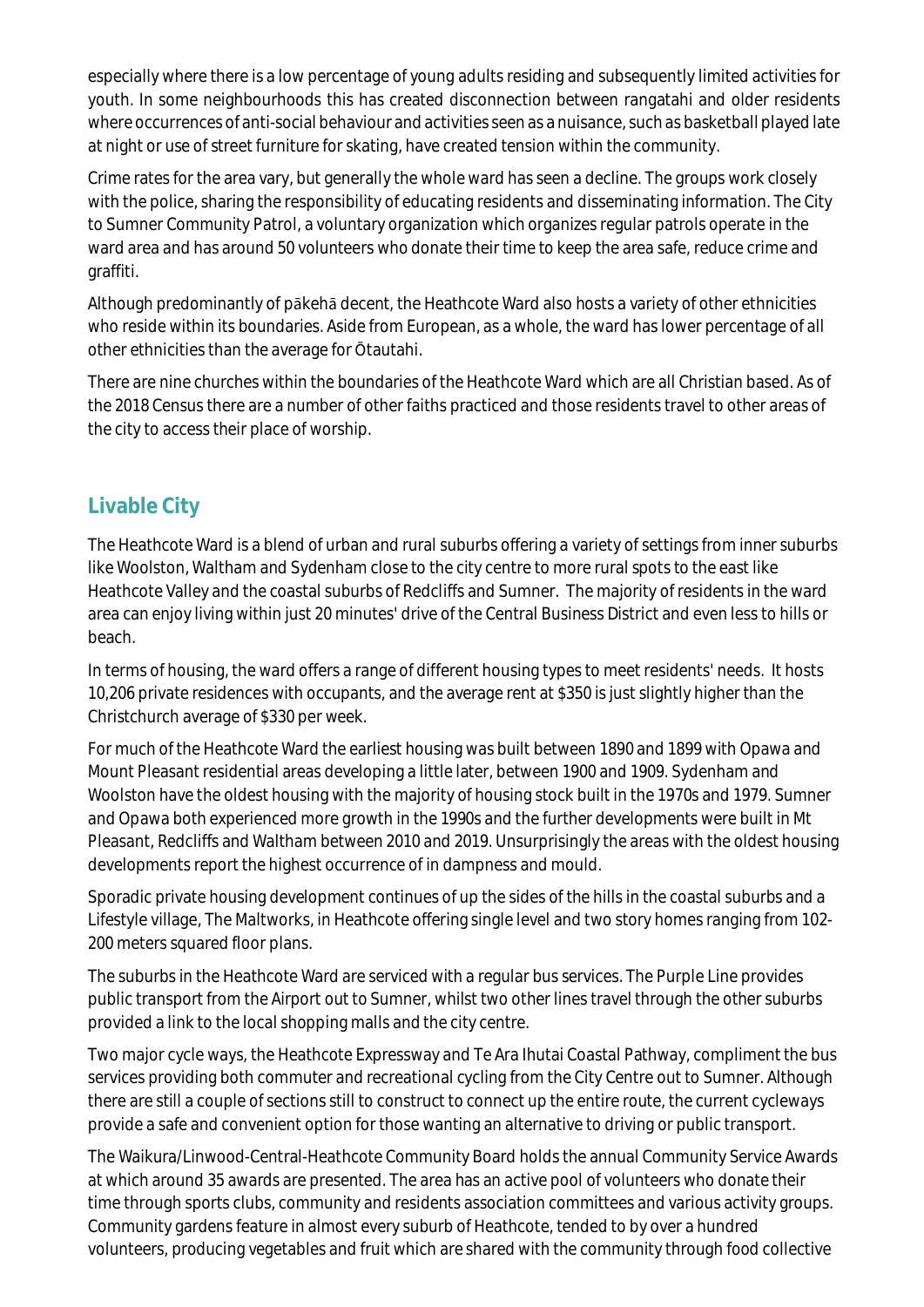especially where there is a low percentage of young adults residing and subsequently limited activities for youth. In some neighbourhoods this has created disconnection between rangatahi and older residents where occurrences of anti-social behaviour and activities seen as a nuisance, such as basketball played late at night or use of street furniture for skating, have created tension within the community.

Crime rates for the area vary, but generally the whole ward has seen a decline. The groups work closely with the police, sharing the responsibility of educating residents and disseminating information. The City to Sumner Community Patrol, a voluntary organization which organizes regular patrols operate in the ward area and has around 50 volunteers who donate their time to keep the area safe, reduce crime and graffiti.

Although predominantly of pākehā decent, the Heathcote Ward also hosts a variety of other ethnicities who reside within its boundaries. Aside from European, as a whole, the ward has lower percentage of all other ethnicities than the average for Ōtautahi.

There are nine churches within the boundaries of the Heathcote Ward which are all Christian based. As of the 2018 Census there are a number of other faiths practiced and those residents travel to other areas of the city to access their place of worship.

## Livable City

The Heathcote Ward is a blend of urban and rural suburbs offering a variety of settings from inner suburbs like Woolston, Waltham and Sydenham close to the city centre to more rural spots to the east like Heathcote Valley and the coastal suburbs of Redcliffs and Sumner. The majority of residents in the ward area can enjoy living within just 20 minutes' drive of the Central Business District and even less to hills or beach.

In terms of housing, the ward offers a range of different housing types to meet residents' needs. It hosts 10,206 private residences with occupants, and the average rent at $350 is just slightly higher than the Christchurch average of $330 per week.

For much of the Heathcote Ward the earliest housing was built between 1890 and 1899 with Opawa and Mount Pleasant residential areas developing a little later, between 1900 and 1909. Sydenham and Woolston have the oldest housing with the majority of housing stock built in the 1970s and 1979. Sumner and Opawa both experienced more growth in the 1990s and the further developments were built in Mt Pleasant, Redcliffs and Waltham between 2010 and 2019. Unsurprisingly the areas with the oldest housing developments report the highest occurrence of in dampness and mould.

Sporadic private housing development continues of up the sides of the hills in the coastal suburbs and a Lifestyle village, The Maltworks, in Heathcote offering single level and two story homes ranging from 102-200 meters squared floor plans.

The suburbs in the Heathcote Ward are serviced with a regular bus services. The Purple Line provides public transport from the Airport out to Sumner, whilst two other lines travel through the other suburbs provided a link to the local shopping malls and the city centre.

Two major cycle ways, the Heathcote Expressway and Te Ara Ihutai Coastal Pathway, compliment the bus services providing both commuter and recreational cycling from the City Centre out to Sumner. Although there are still a couple of sections still to construct to connect up the entire route, the current cycleways provide a safe and convenient option for those wanting an alternative to driving or public transport.

The Waikura/Linwood-Central-Heathcote Community Board holds the annual Community Service Awards at which around 35 awards are presented. The area has an active pool of volunteers who donate their time through sports clubs, community and residents association committees and various activity groups. Community gardens feature in almost every suburb of Heathcote, tended to by over a hundred volunteers, producing vegetables and fruit which are shared with the community through food collective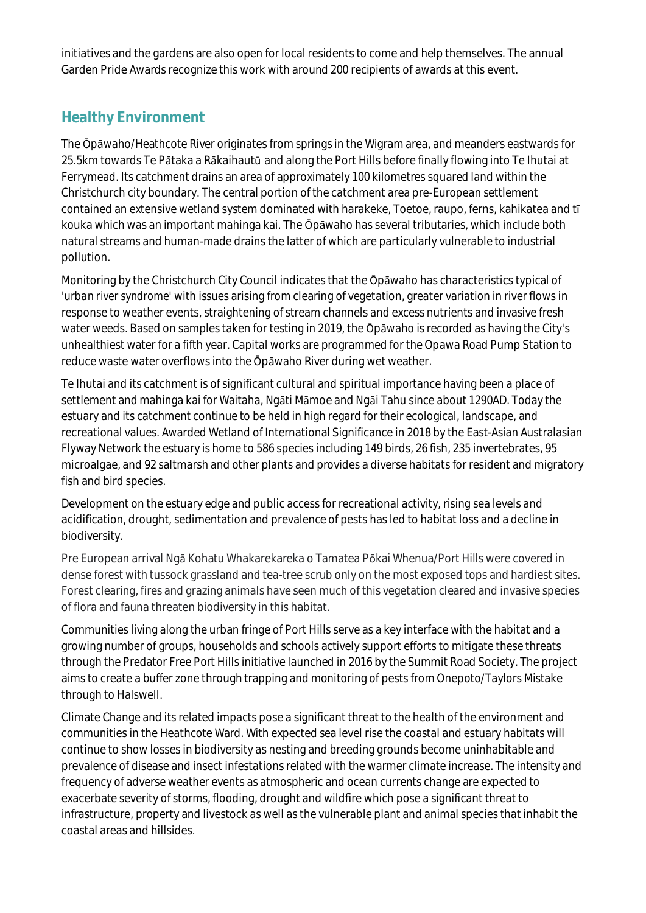initiatives and the gardens are also open for local residents to come and help themselves. The annual Garden Pride Awards recognize this work with around 200 recipients of awards at this event.

## Healthy Environment

The Ōpāwaho/Heathcote River originates from springs in the Wigram area, and meanders eastwards for 25.5km towards Te Pātaka a Rākaihautū and along the Port Hills before finally flowing into Te Ihutai at Ferrymead. Its catchment drains an area of approximately 100 kilometres squared land within the Christchurch city boundary. The central portion of the catchment area pre-European settlement contained an extensive wetland system dominated with harakeke, Toetoe, raupo, ferns, kahikatea and tī kouka which was an important mahinga kai. The Ōpāwaho has several tributaries, which include both natural streams and human-made drains the latter of which are particularly vulnerable to industrial pollution.

Monitoring by the Christchurch City Council indicates that the Ōpāwaho has characteristics typical of 'urban river syndrome' with issues arising from clearing of vegetation, greater variation in river flows in response to weather events, straightening of stream channels and excess nutrients and invasive fresh water weeds. Based on samples taken for testing in 2019, the Ōpāwaho is recorded as having the City's unhealthiest water for a fifth year. Capital works are programmed for the Opawa Road Pump Station to reduce waste water overflows into the Ōpāwaho River during wet weather.

Te Ihutai and its catchment is of significant cultural and spiritual importance having been a place of settlement and mahinga kai for Waitaha, Ngāti Māmoe and Ngāi Tahu since about 1290AD. Today the estuary and its catchment continue to be held in high regard for their ecological, landscape, and recreational values. Awarded Wetland of International Significance in 2018 by the East-Asian Australasian Flyway Network the estuary is home to 586 species including 149 birds, 26 fish, 235 invertebrates, 95 microalgae, and 92 saltmarsh and other plants and provides a diverse habitats for resident and migratory fish and bird species.

Development on the estuary edge and public access for recreational activity, rising sea levels and acidification, drought, sedimentation and prevalence of pests has led to habitat loss and a decline in biodiversity.

Pre European arrival Ngā Kohatu Whakarekareka o Tamatea Pōkai Whenua/Port Hills were covered in dense forest with tussock grassland and tea-tree scrub only on the most exposed tops and hardiest sites. Forest clearing, fires and grazing animals have seen much of this vegetation cleared and invasive species of flora and fauna threaten biodiversity in this habitat.

Communities living along the urban fringe of Port Hills serve as a key interface with the habitat and a growing number of groups, households and schools actively support efforts to mitigate these threats through the Predator Free Port Hills initiative launched in 2016 by the Summit Road Society. The project aims to create a buffer zone through trapping and monitoring of pests from Onepoto/Taylors Mistake through to Halswell.

Climate Change and its related impacts pose a significant threat to the health of the environment and communities in the Heathcote Ward. With expected sea level rise the coastal and estuary habitats will continue to show losses in biodiversity as nesting and breeding grounds become uninhabitable and prevalence of disease and insect infestations related with the warmer climate increase. The intensity and frequency of adverse weather events as atmospheric and ocean currents change are expected to exacerbate severity of storms, flooding, drought and wildfire which pose a significant threat to infrastructure, property and livestock as well as the vulnerable plant and animal species that inhabit the coastal areas and hillsides.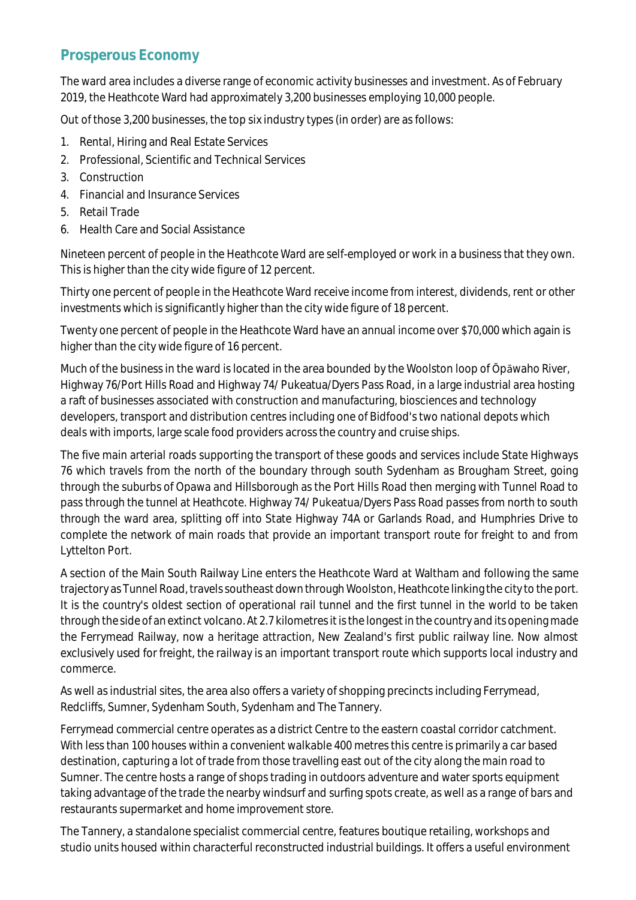## Prosperous Economy

The ward area includes a diverse range of economic activity businesses and investment. As of February 2019, the Heathcote Ward had approximately 3,200 businesses employing 10,000 people.

Out of those 3,200 businesses, the top six industry types (in order) are as follows:

1. Rental, Hiring and Real Estate Services
2. Professional, Scientific and Technical Services
3. Construction
4. Financial and Insurance Services
5. Retail Trade
6. Health Care and Social Assistance

Nineteen percent of people in the Heathcote Ward are self-employed or work in a business that they own. This is higher than the city wide figure of 12 percent.

Thirty one percent of people in the Heathcote Ward receive income from interest, dividends, rent or other investments which is significantly higher than the city wide figure of 18 percent.

Twenty one percent of people in the Heathcote Ward have an annual income over $70,000 which again is higher than the city wide figure of 16 percent.

Much of the business in the ward is located in the area bounded by the Woolston loop of Ōpāwaho River, Highway 76/Port Hills Road and Highway 74/ Pukeatua/Dyers Pass Road, in a large industrial area hosting a raft of businesses associated with construction and manufacturing, biosciences and technology developers, transport and distribution centres including one of Bidfood's two national depots which deals with imports, large scale food providers across the country and cruise ships.

The five main arterial roads supporting the transport of these goods and services include State Highways 76 which travels from the north of the boundary through south Sydenham as Brougham Street, going through the suburbs of Opawa and Hillsborough as the Port Hills Road then merging with Tunnel Road to pass through the tunnel at Heathcote. Highway 74/ Pukeatua/Dyers Pass Road passes from north to south through the ward area, splitting off into State Highway 74A or Garlands Road, and Humphries Drive to complete the network of main roads that provide an important transport route for freight to and from Lyttelton Port.

A section of the Main South Railway Line enters the Heathcote Ward at Waltham and following the same trajectory as Tunnel Road, travels southeast down through Woolston, Heathcote linking the city to the port. It is the country's oldest section of operational rail tunnel and the first tunnel in the world to be taken through the side of an extinct volcano. At 2.7 kilometres it is the longest in the country and its opening made the Ferrymead Railway, now a heritage attraction, New Zealand's first public railway line. Now almost exclusively used for freight, the railway is an important transport route which supports local industry and commerce.

As well as industrial sites, the area also offers a variety of shopping precincts including Ferrymead, Redcliffs, Sumner, Sydenham South, Sydenham and The Tannery.

Ferrymead commercial centre operates as a district Centre to the eastern coastal corridor catchment. With less than 100 houses within a convenient walkable 400 metres this centre is primarily a car based destination, capturing a lot of trade from those travelling east out of the city along the main road to Sumner. The centre hosts a range of shops trading in outdoors adventure and water sports equipment taking advantage of the trade the nearby windsurf and surfing spots create, as well as a range of bars and restaurants supermarket and home improvement store.

The Tannery, a standalone specialist commercial centre, features boutique retailing, workshops and studio units housed within characterful reconstructed industrial buildings. It offers a useful environment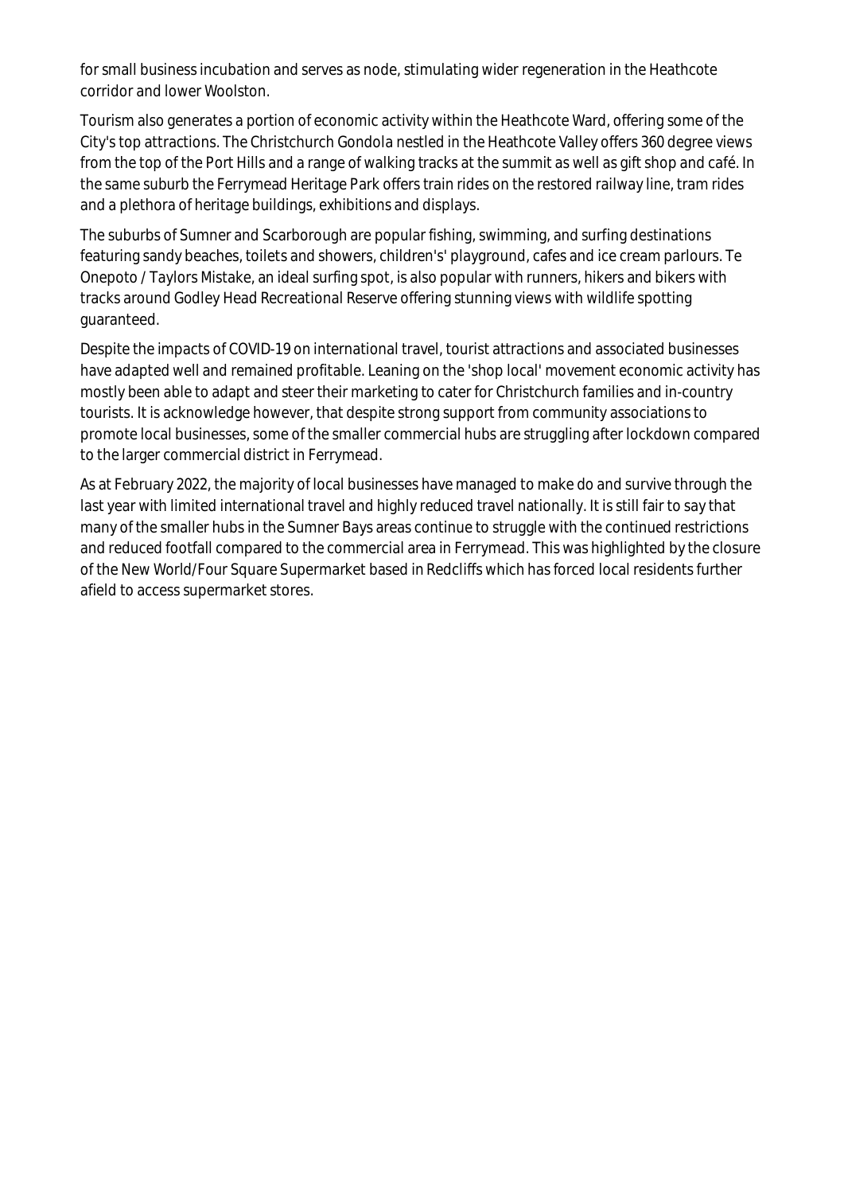for small business incubation and serves as node, stimulating wider regeneration in the Heathcote corridor and lower Woolston.

Tourism also generates a portion of economic activity within the Heathcote Ward, offering some of the City's top attractions. The Christchurch Gondola nestled in the Heathcote Valley offers 360 degree views from the top of the Port Hills and a range of walking tracks at the summit as well as gift shop and café. In the same suburb the Ferrymead Heritage Park offers train rides on the restored railway line, tram rides and a plethora of heritage buildings, exhibitions and displays.

The suburbs of Sumner and Scarborough are popular fishing, swimming, and surfing destinations featuring sandy beaches, toilets and showers, children's' playground, cafes and ice cream parlours. Te Onepoto / Taylors Mistake, an ideal surfing spot, is also popular with runners, hikers and bikers with tracks around Godley Head Recreational Reserve offering stunning views with wildlife spotting guaranteed.

Despite the impacts of COVID-19 on international travel, tourist attractions and associated businesses have adapted well and remained profitable. Leaning on the 'shop local' movement economic activity has mostly been able to adapt and steer their marketing to cater for Christchurch families and in-country tourists. It is acknowledge however, that despite strong support from community associations to promote local businesses, some of the smaller commercial hubs are struggling after lockdown compared to the larger commercial district in Ferrymead.

As at February 2022, the majority of local businesses have managed to make do and survive through the last year with limited international travel and highly reduced travel nationally. It is still fair to say that many of the smaller hubs in the Sumner Bays areas continue to struggle with the continued restrictions and reduced footfall compared to the commercial area in Ferrymead. This was highlighted by the closure of the New World/Four Square Supermarket based in Redcliffs which has forced local residents further afield to access supermarket stores.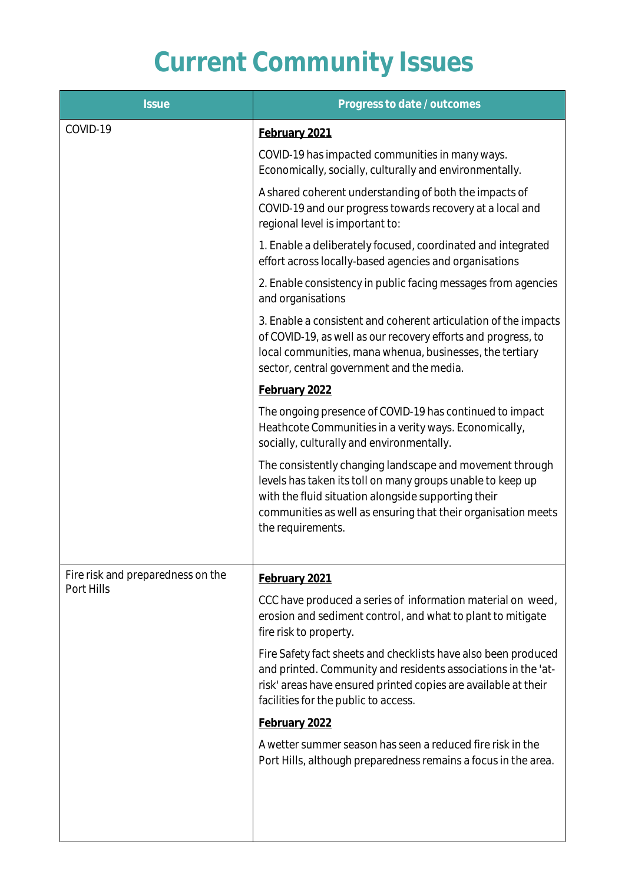# Current Community Issues

| Issue | Progress to date / outcomes |
|---|---|
| COVID-19 | **February 2021**<br><br>COVID-19 has impacted communities in many ways. Economically, socially, culturally and environmentally.<br><br>A shared coherent understanding of both the impacts of COVID-19 and our progress towards recovery at a local and regional level is important to:<br><br>1. Enable a deliberately focused, coordinated and integrated effort across locally-based agencies and organisations<br><br>2. Enable consistency in public facing messages from agencies and organisations<br><br>3. Enable a consistent and coherent articulation of the impacts of COVID-19, as well as our recovery efforts and progress, to local communities, mana whenua, businesses, the tertiary sector, central government and the media.<br><br>**February 2022**<br><br>The ongoing presence of COVID-19 has continued to impact Heathcote Communities in a verity ways. Economically, socially, culturally and environmentally.<br><br>The consistently changing landscape and movement through levels has taken its toll on many groups unable to keep up with the fluid situation alongside supporting their communities as well as ensuring that their organisation meets the requirements. |
| Fire risk and preparedness on the Port Hills | **February 2021**<br><br>CCC have produced a series of information material on weed, erosion and sediment control, and what to plant to mitigate fire risk to property.<br><br>Fire Safety fact sheets and checklists have also been produced and printed. Community and residents associations in the 'at-risk' areas have ensured printed copies are available at their facilities for the public to access.<br><br>**February 2022**<br><br>A wetter summer season has seen a reduced fire risk in the Port Hills, although preparedness remains a focus in the area. |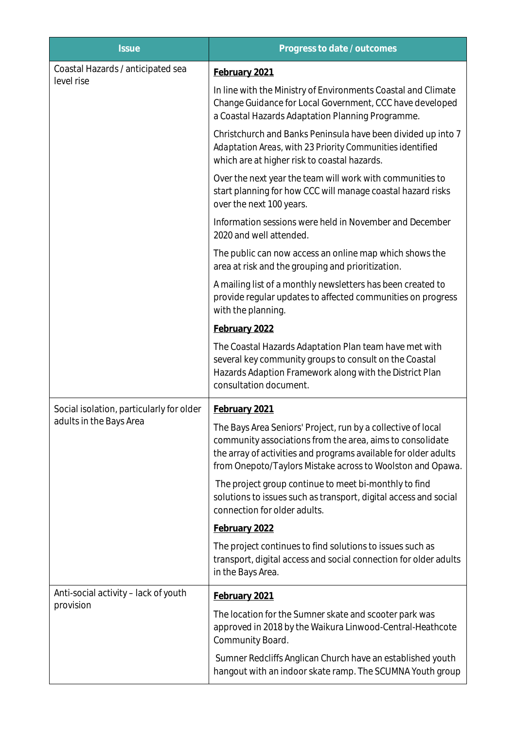| Issue | Progress to date / outcomes |
|---|---|
| Coastal Hazards / anticipated sea level rise | **February 2021**<br><br>In line with the Ministry of Environments Coastal and Climate Change Guidance for Local Government, CCC have developed a Coastal Hazards Adaptation Planning Programme.<br><br>Christchurch and Banks Peninsula have been divided up into 7 *Adaptation Areas*, with 23 Priority Communities identified which are at higher risk to coastal hazards.<br><br>Over the next year the team will work with communities to start planning for how CCC will manage coastal hazard risks over the next 100 years.<br><br>Information sessions were held in November and December 2020 and well attended.<br><br>The public can now access an online map which shows the area at risk and the grouping and prioritization.<br><br>A mailing list of a monthly newsletters has been created to provide regular updates to affected communities on progress with the planning.<br><br>**February 2022**<br><br>The Coastal Hazards Adaptation Plan team have met with several key community groups to consult on the Coastal Hazards Adaption Framework along with the District Plan consultation document. |
| Social isolation, particularly for older adults in the Bays Area | **February 2021**<br><br>The Bays Area Seniors' Project, run by a collective of local community associations from the area, aims to consolidate the array of activities and programs available for older adults from Onepoto/Taylors Mistake across to Woolston and Opawa.<br><br>The project group continue to meet bi-monthly to find solutions to issues such as transport, digital access and social connection for older adults.<br><br>**February 2022**<br><br>The project continues to find solutions to issues such as transport, digital access and social connection for older adults in the Bays Area. |
| Anti-social activity – lack of youth provision | **February 2021**<br><br>The location for the Sumner skate and scooter park was approved in 2018 by the Waikura Linwood-Central-Heathcote Community Board.<br><br>Sumner Redcliffs Anglican Church have an established youth hangout with an indoor skate ramp. The SCUMNA Youth group |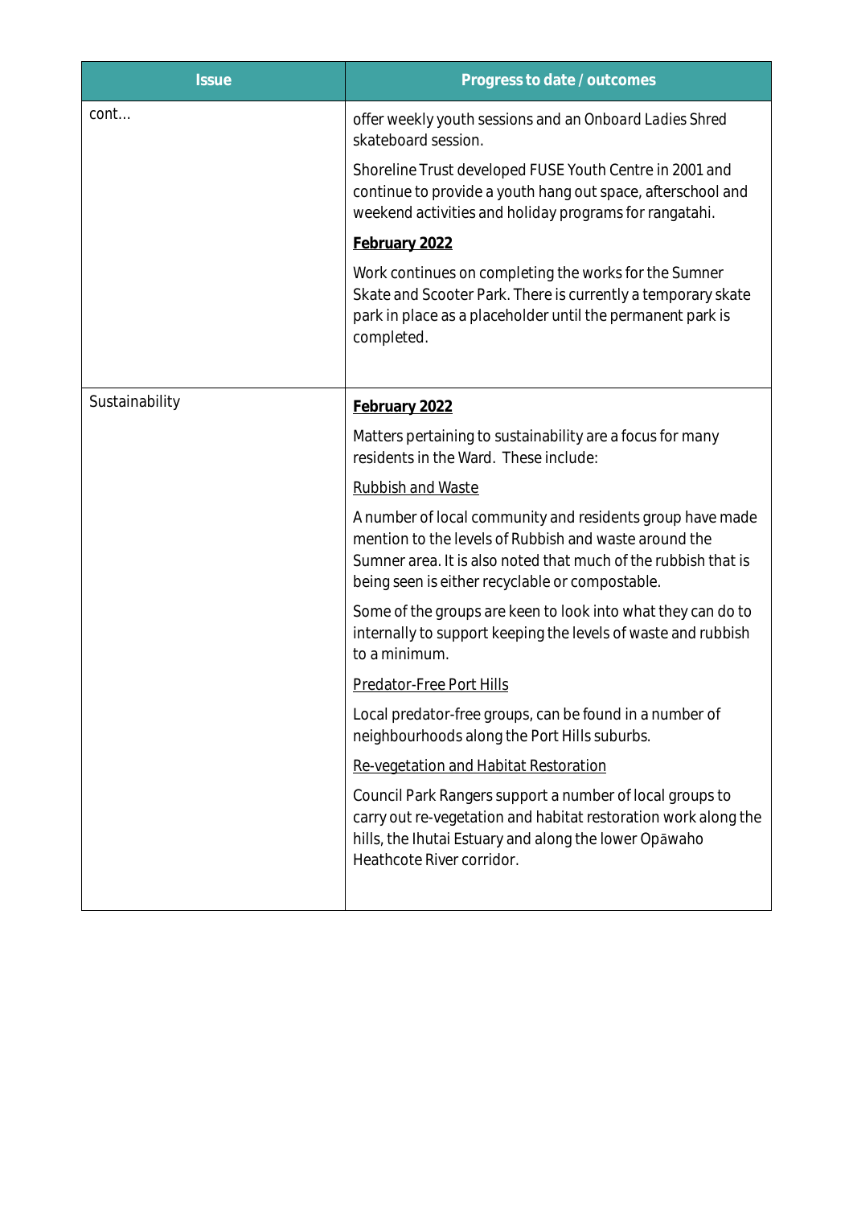| Issue | Progress to date / outcomes |
| --- | --- |
| cont… | offer weekly youth sessions and an Onboard Ladies Shred skateboard session.<br><br>Shoreline Trust developed FUSE Youth Centre in 2001 and continue to provide a youth hang out space, afterschool and weekend activities and holiday programs for rangatahi.<br><br>**<u>February 2022</u>**<br><br>Work continues on completing the works for the Sumner Skate and Scooter Park. There is currently a temporary skate park in place as a placeholder until the permanent park is completed. |
| Sustainability | **<u>February 2022</u>**<br><br>Matters pertaining to sustainability are a focus for many residents in the Ward. These include:<br><br><u>Rubbish and Waste</u><br><br>A number of local community and residents group have made mention to the levels of Rubbish and waste around the Sumner area. It is also noted that much of the rubbish that is being seen is either recyclable or compostable.<br><br>Some of the groups are keen to look into what they can do to internally to support keeping the levels of waste and rubbish to a minimum.<br><br><u>Predator-Free Port Hills</u><br><br>Local predator-free groups, can be found in a number of neighbourhoods along the Port Hills suburbs.<br><br><u>Re-vegetation and Habitat Restoration</u><br><br>Council Park Rangers support a number of local groups to carry out re-vegetation and habitat restoration work along the hills, the Ihutai Estuary and along the lower Opāwaho Heathcote River corridor. |